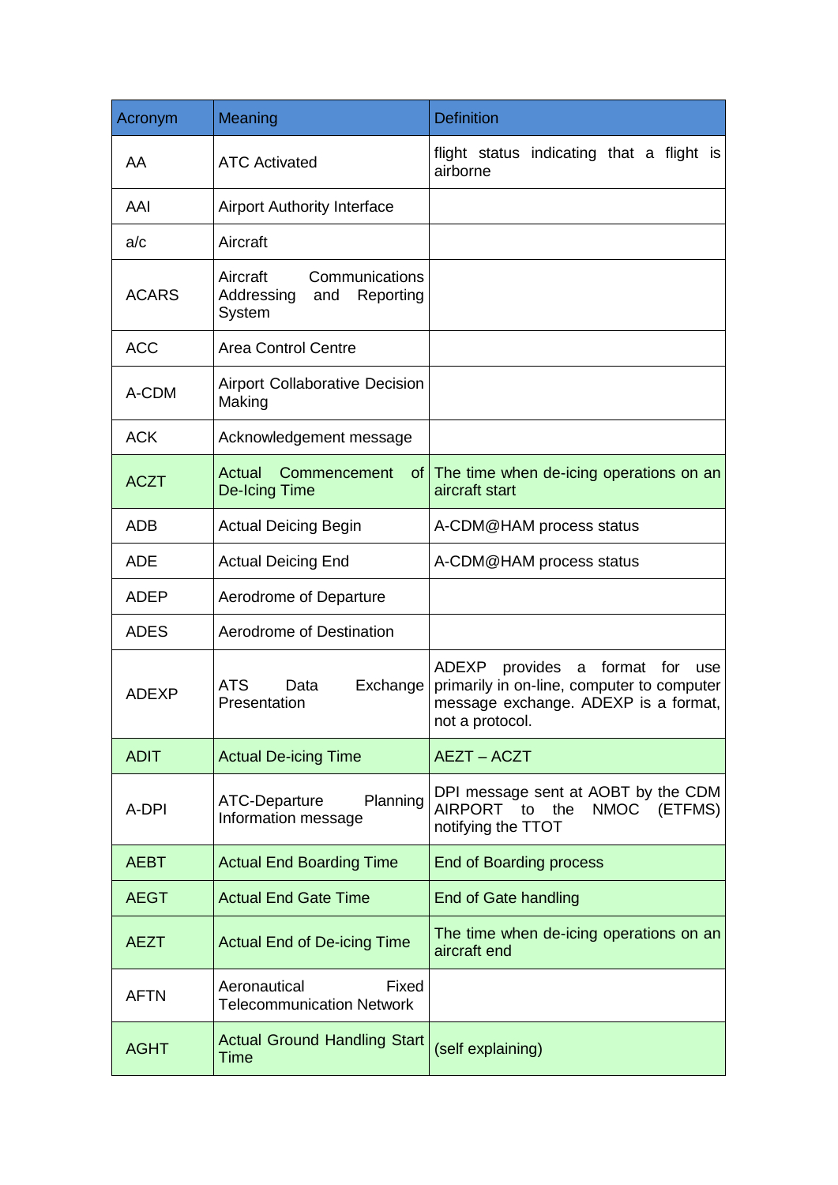| Acronym | Meaning | Definition |
|---|---|---|
| AA | ATC Activated | flight status indicating that a flight is airborne |
| AAI | Airport Authority Interface | |
| a/c | Aircraft | |
| ACARS | Aircraft Communications Addressing and Reporting System | |
| ACC | Area Control Centre | |
| A-CDM | Airport Collaborative Decision Making | |
| ACK | Acknowledgement message | |
| ACZT | Actual Commencement of De-Icing Time | The time when de-icing operations on an aircraft start |
| ADB | Actual Deicing Begin | A-CDM@HAM process status |
| ADE | Actual Deicing End | A-CDM@HAM process status |
| ADEP | Aerodrome of Departure | |
| ADES | Aerodrome of Destination | |
| ADEXP | ATS Data Exchange Presentation | ADEXP provides a format for use primarily in on-line, computer to computer message exchange. ADEXP is a format, not a protocol. |
| ADIT | Actual De-icing Time | AEZT – ACZT |
| A-DPI | ATC-Departure Planning Information message | DPI message sent at AOBT by the CDM AIRPORT to the NMOC (ETFMS) notifying the TTOT |
| AEBT | Actual End Boarding Time | End of Boarding process |
| AEGT | Actual End Gate Time | End of Gate handling |
| AEZT | Actual End of De-icing Time | The time when de-icing operations on an aircraft end |
| AFTN | Aeronautical Fixed Telecommunication Network | |
| AGHT | Actual Ground Handling Start Time | (self explaining) |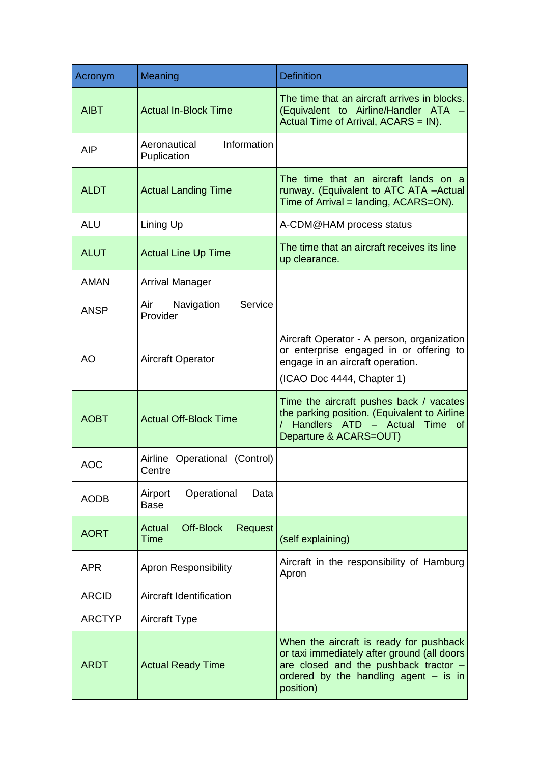| Acronym | Meaning | Definition |
| --- | --- | --- |
| AIBT | Actual In-Block Time | The time that an aircraft arrives in blocks. (Equivalent to Airline/Handler ATA – Actual Time of Arrival, ACARS = IN). |
| AIP | Aeronautical Information Puplication | |
| ALDT | Actual Landing Time | The time that an aircraft lands on a runway. (Equivalent to ATC ATA –Actual Time of Arrival = landing, ACARS=ON). |
| ALU | Lining Up | A-CDM@HAM process status |
| ALUT | Actual Line Up Time | The time that an aircraft receives its line up clearance. |
| AMAN | Arrival Manager | |
| ANSP | Air Navigation Service Provider | |
| AO | Aircraft Operator | Aircraft Operator - A person, organization or enterprise engaged in or offering to engage in an aircraft operation. (ICAO Doc 4444, Chapter 1) |
| AOBT | Actual Off-Block Time | Time the aircraft pushes back / vacates the parking position. (Equivalent to Airline / Handlers ATD – Actual Time of Departure & ACARS=OUT) |
| AOC | Airline Operational (Control) Centre | |
| AODB | Airport Operational Data Base | |
| AORT | Actual Off-Block Request Time | (self explaining) |
| APR | Apron Responsibility | Aircraft in the responsibility of Hamburg Apron |
| ARCID | Aircraft Identification | |
| ARCTYP | Aircraft Type | |
| ARDT | Actual Ready Time | When the aircraft is ready for pushback or taxi immediately after ground (all doors are closed and the pushback tractor – ordered by the handling agent – is in position) |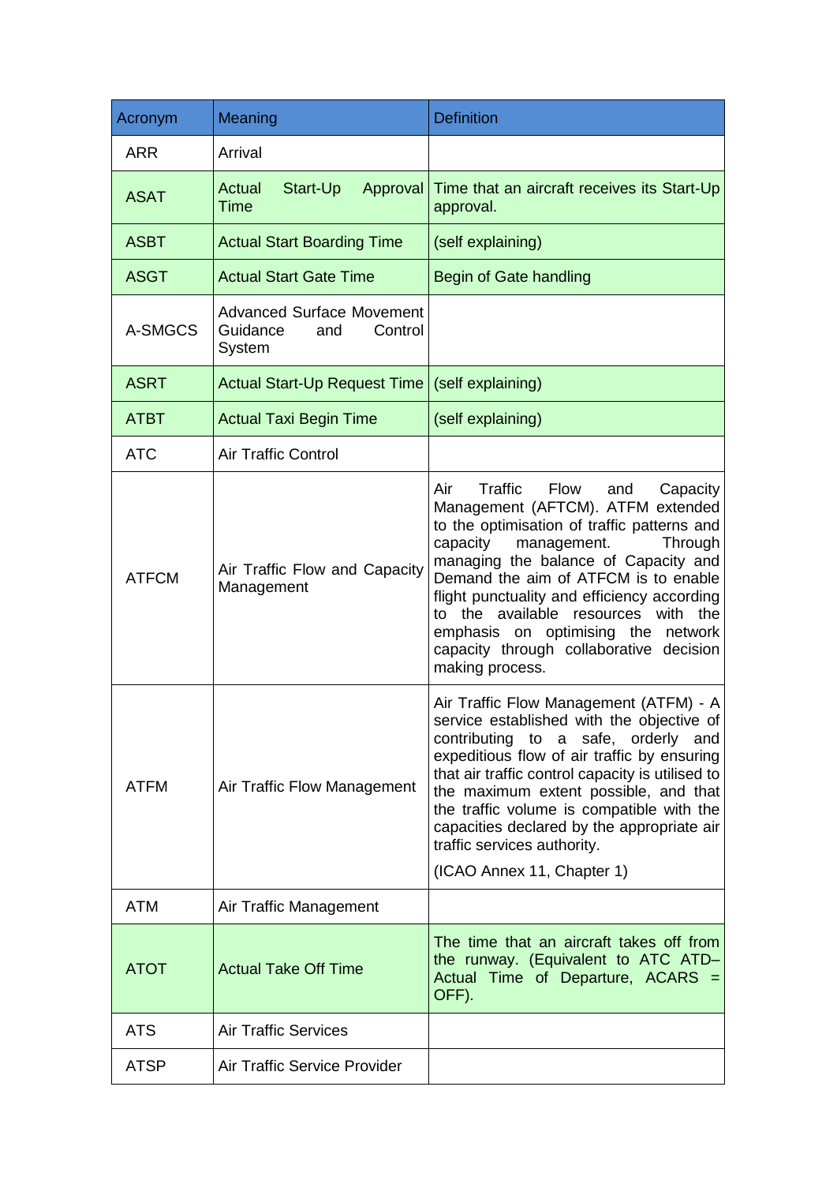| Acronym | Meaning | Definition |
|---|---|---|
| ARR | Arrival | |
| ASAT | Actual Start-Up Approval Time | Time that an aircraft receives its Start-Up approval. |
| ASBT | Actual Start Boarding Time | (self explaining) |
| ASGT | Actual Start Gate Time | Begin of Gate handling |
| A-SMGCS | Advanced Surface Movement Guidance and Control System | |
| ASRT | Actual Start-Up Request Time | (self explaining) |
| ATBT | Actual Taxi Begin Time | (self explaining) |
| ATC | Air Traffic Control | |
| ATFCM | Air Traffic Flow and Capacity Management | Air Traffic Flow and Capacity Management (AFTCM). ATFM extended to the optimisation of traffic patterns and capacity management. Through managing the balance of Capacity and Demand the aim of ATFCM is to enable flight punctuality and efficiency according to the available resources with the emphasis on optimising the network capacity through collaborative decision making process. |
| ATFM | Air Traffic Flow Management | Air Traffic Flow Management (ATFM) - A service established with the objective of contributing to a safe, orderly and expeditious flow of air traffic by ensuring that air traffic control capacity is utilised to the maximum extent possible, and that the traffic volume is compatible with the capacities declared by the appropriate air traffic services authority.<br><br>(ICAO Annex 11, Chapter 1) |
| ATM | Air Traffic Management | |
| ATOT | Actual Take Off Time | The time that an aircraft takes off from the runway. (Equivalent to ATC ATD–Actual Time of Departure, ACARS = OFF). |
| ATS | Air Traffic Services | |
| ATSP | Air Traffic Service Provider | |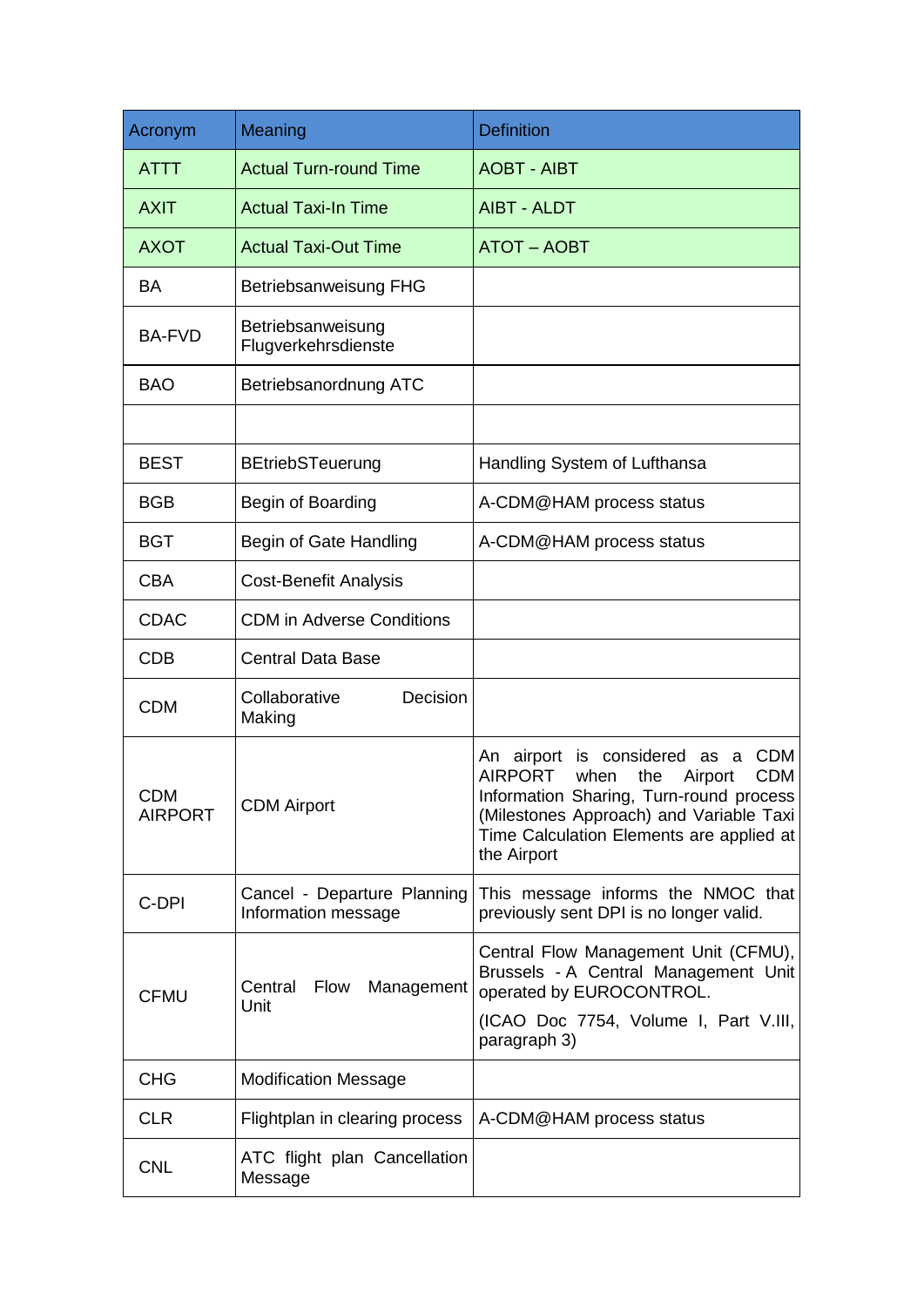| Acronym | Meaning | Definition |
| --- | --- | --- |
| ATTT | Actual Turn-round Time | AOBT - AIBT |
| AXIT | Actual Taxi-In Time | AIBT - ALDT |
| AXOT | Actual Taxi-Out Time | ATOT – AOBT |
| BA | Betriebsanweisung FHG | |
| BA-FVD | Betriebsanweisung Flugverkehrsdienste | |
| BAO | Betriebsanordnung ATC | |
| | | |
| BEST | BEtriebSTeuerung | Handling System of Lufthansa |
| BGB | Begin of Boarding | A-CDM@HAM process status |
| BGT | Begin of Gate Handling | A-CDM@HAM process status |
| CBA | Cost-Benefit Analysis | |
| CDAC | CDM in Adverse Conditions | |
| CDB | Central Data Base | |
| CDM | Collaborative Decision Making | |
| CDM AIRPORT | CDM Airport | An airport is considered as a CDM AIRPORT when the Airport CDM Information Sharing, Turn-round process (Milestones Approach) and Variable Taxi Time Calculation Elements are applied at the Airport |
| C-DPI | Cancel - Departure Planning Information message | This message informs the NMOC that previously sent DPI is no longer valid. |
| CFMU | Central Flow Management Unit | Central Flow Management Unit (CFMU), Brussels - A Central Management Unit operated by EUROCONTROL.<br>(ICAO Doc 7754, Volume I, Part V.III, paragraph 3) |
| CHG | Modification Message | |
| CLR | Flightplan in clearing process | A-CDM@HAM process status |
| CNL | ATC flight plan Cancellation Message | |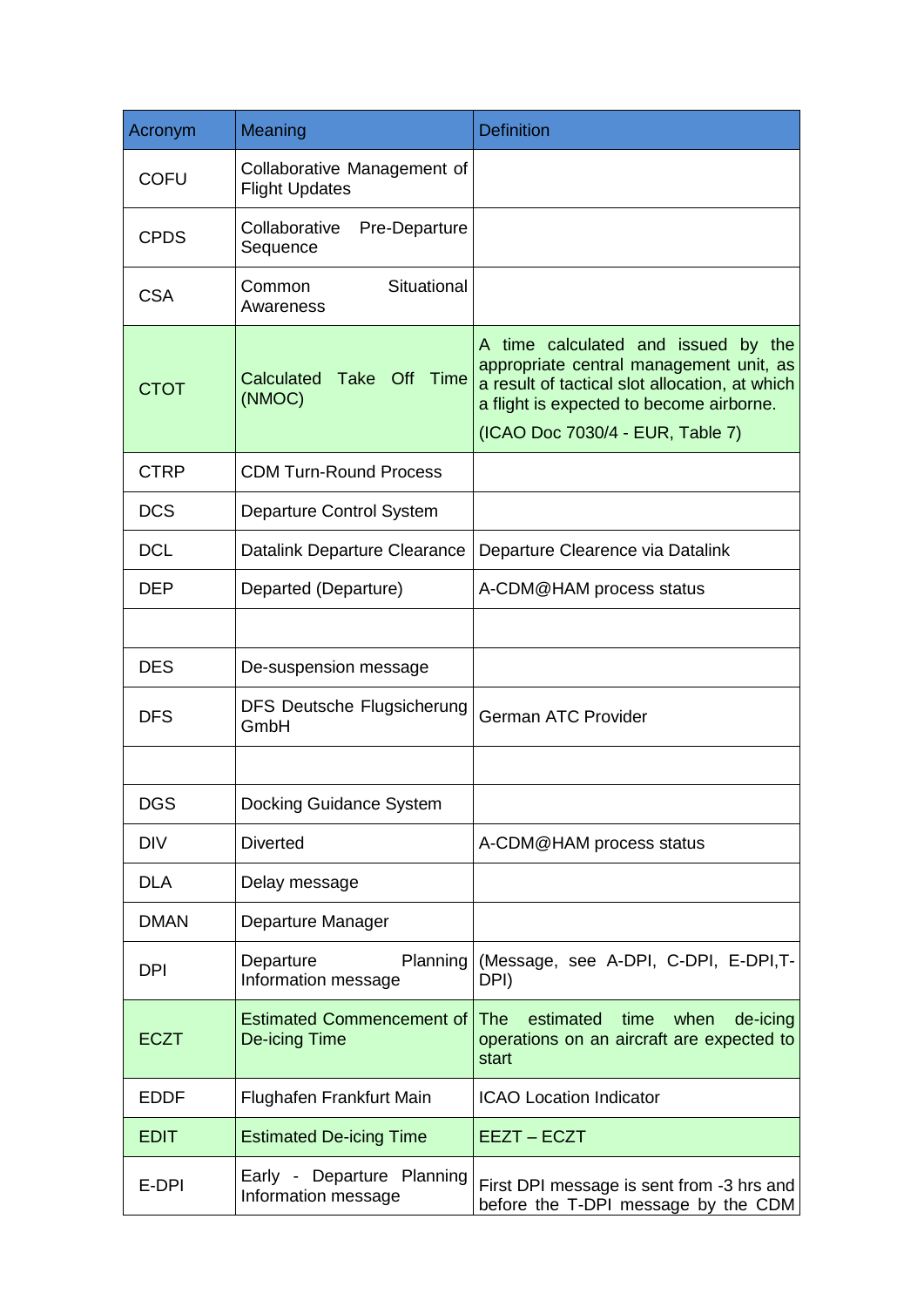| Acronym | Meaning | Definition |
| --- | --- | --- |
| COFU | Collaborative Management of Flight Updates | |
| CPDS | Collaborative Pre-Departure Sequence | |
| CSA | Common Situational Awareness | |
| CTOT | Calculated Take Off Time (NMOC) | A time calculated and issued by the appropriate central management unit, as a result of tactical slot allocation, at which a flight is expected to become airborne. (ICAO Doc 7030/4 - EUR, Table 7) |
| CTRP | CDM Turn-Round Process | |
| DCS | Departure Control System | |
| DCL | Datalink Departure Clearance | Departure Clearence via Datalink |
| DEP | Departed (Departure) | A-CDM@HAM process status |
| | | |
| DES | De-suspension message | |
| DFS | DFS Deutsche Flugsicherung GmbH | German ATC Provider |
| | | |
| DGS | Docking Guidance System | |
| DIV | Diverted | A-CDM@HAM process status |
| DLA | Delay message | |
| DMAN | Departure Manager | |
| DPI | Departure Planning Information message | (Message, see A-DPI, C-DPI, E-DPI,T-DPI) |
| ECZT | Estimated Commencement of De-icing Time | The estimated time when de-icing operations on an aircraft are expected to start |
| EDDF | Flughafen Frankfurt Main | ICAO Location Indicator |
| EDIT | Estimated De-icing Time | EEZT – ECZT |
| E-DPI | Early - Departure Planning Information message | First DPI message is sent from -3 hrs and before the T-DPI message by the CDM |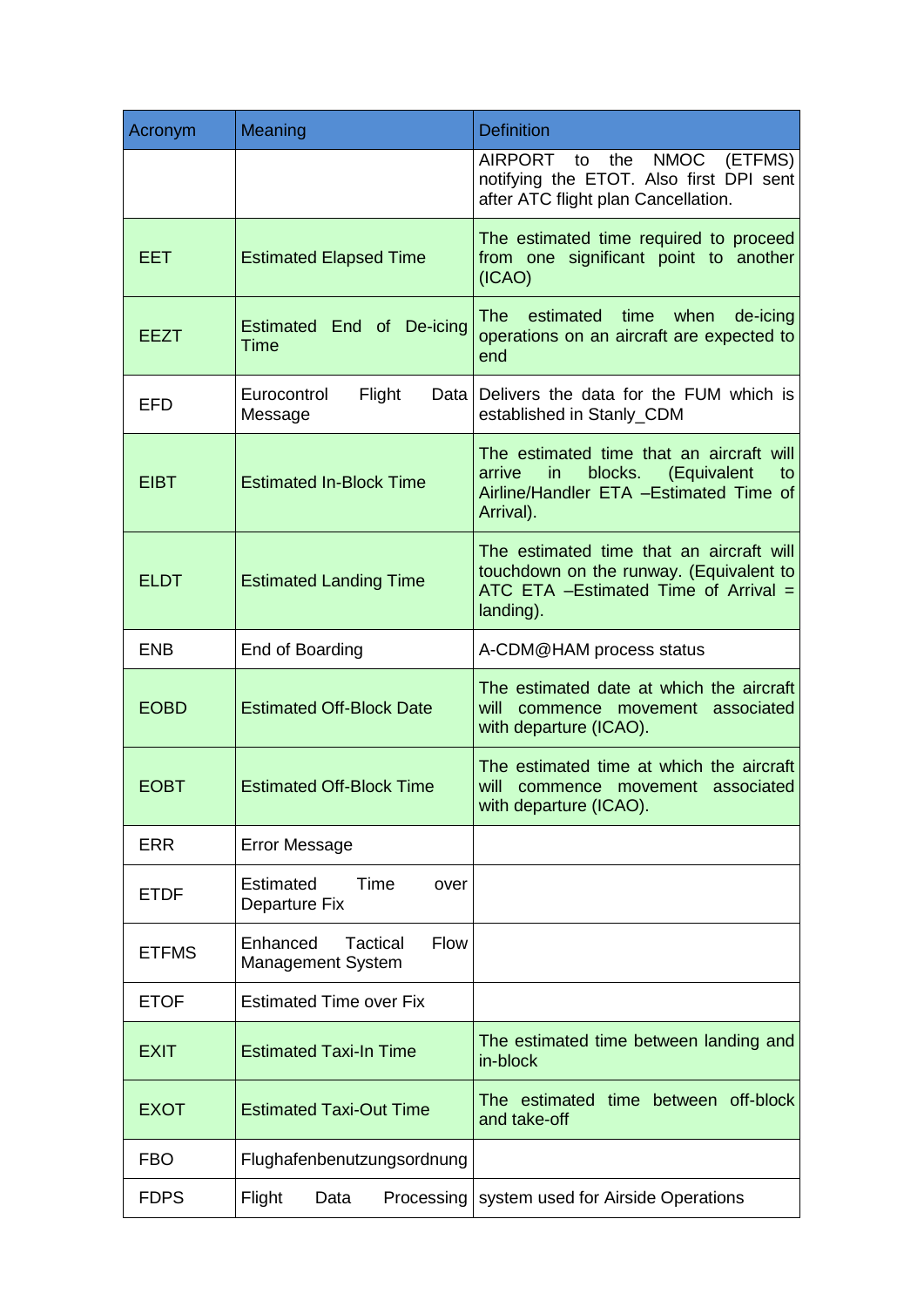| Acronym | Meaning | Definition |
|---|---|---|
| | | AIRPORT to the NMOC (ETFMS) notifying the ETOT. Also first DPI sent after ATC flight plan Cancellation. |
| EET | Estimated Elapsed Time | The estimated time required to proceed from one significant point to another (ICAO) |
| EEZT | Estimated End of De-icing Time | The estimated time when de-icing operations on an aircraft are expected to end |
| EFD | Eurocontrol Flight Data Message | Delivers the data for the FUM which is established in Stanly_CDM |
| EIBT | Estimated In-Block Time | The estimated time that an aircraft will arrive in blocks. (Equivalent to Airline/Handler ETA –Estimated Time of Arrival). |
| ELDT | Estimated Landing Time | The estimated time that an aircraft will touchdown on the runway. (Equivalent to ATC ETA –Estimated Time of Arrival = landing). |
| ENB | End of Boarding | A-CDM@HAM process status |
| EOBD | Estimated Off-Block Date | The estimated date at which the aircraft will commence movement associated with departure (ICAO). |
| EOBT | Estimated Off-Block Time | The estimated time at which the aircraft will commence movement associated with departure (ICAO). |
| ERR | Error Message | |
| ETDF | Estimated Time over Departure Fix | |
| ETFMS | Enhanced Tactical Flow Management System | |
| ETOF | Estimated Time over Fix | |
| EXIT | Estimated Taxi-In Time | The estimated time between landing and in-block |
| EXOT | Estimated Taxi-Out Time | The estimated time between off-block and take-off |
| FBO | Flughafenbenutzungsordnung | |
| FDPS | Flight Data Processing | system used for Airside Operations |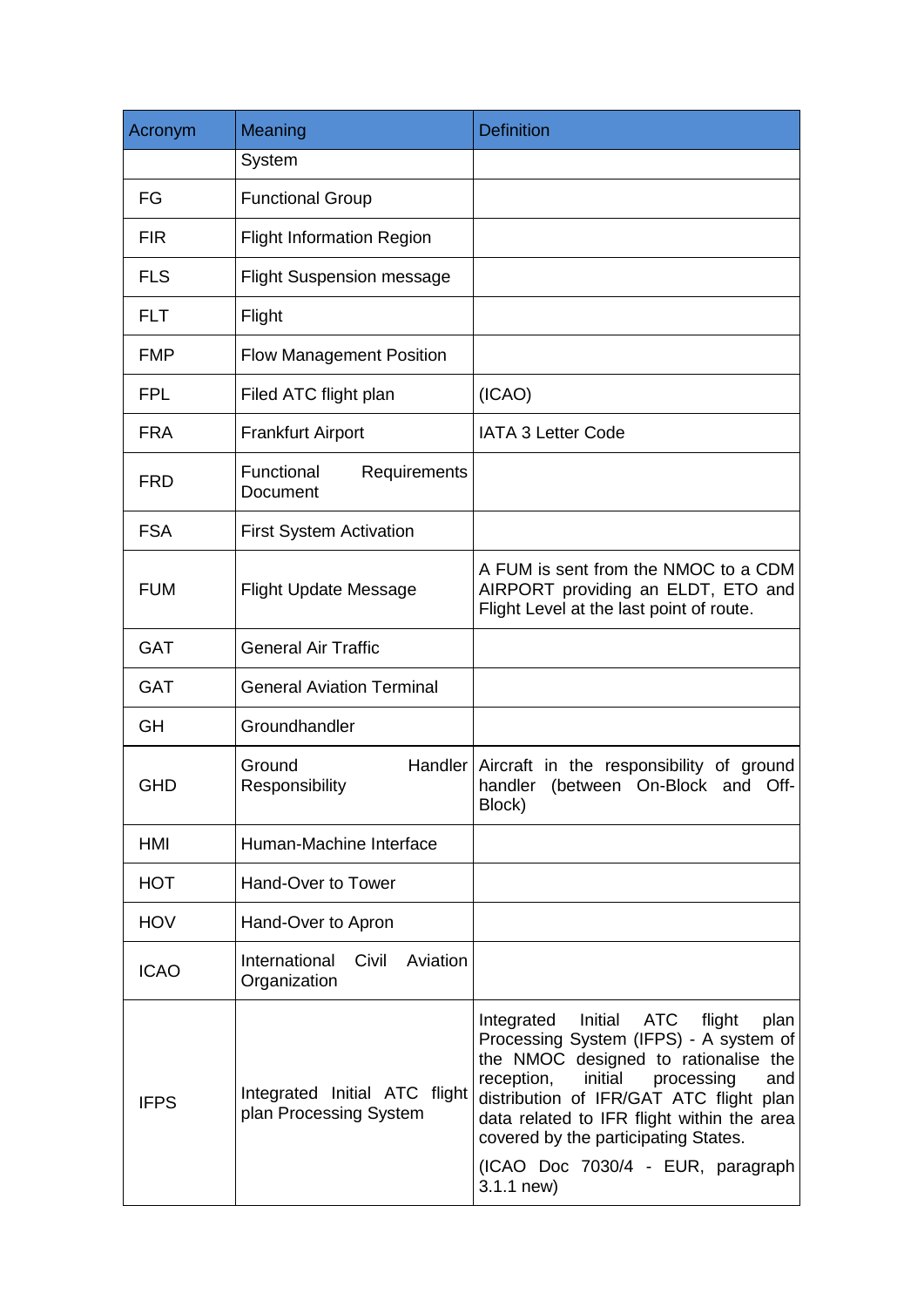| Acronym | Meaning | Definition |
|---|---|---|
| | System | |
| FG | Functional Group | |
| FIR | Flight Information Region | |
| FLS | Flight Suspension message | |
| FLT | Flight | |
| FMP | Flow Management Position | |
| FPL | Filed ATC flight plan | (ICAO) |
| FRA | Frankfurt Airport | IATA 3 Letter Code |
| FRD | Functional Requirements Document | |
| FSA | First System Activation | |
| FUM | Flight Update Message | A FUM is sent from the NMOC to a CDM AIRPORT providing an ELDT, ETO and Flight Level at the last point of route. |
| GAT | General Air Traffic | |
| GAT | General Aviation Terminal | |
| GH | Groundhandler | |
| GHD | Ground Handler Responsibility | Aircraft in the responsibility of ground handler (between On-Block and Off-Block) |
| HMI | Human-Machine Interface | |
| HOT | Hand-Over to Tower | |
| HOV | Hand-Over to Apron | |
| ICAO | International Civil Aviation Organization | |
| IFPS | Integrated Initial ATC flight plan Processing System | Integrated Initial ATC flight plan Processing System (IFPS) - A system of the NMOC designed to rationalise the reception, initial processing and distribution of IFR/GAT ATC flight plan data related to IFR flight within the area covered by the participating States.<br><br>(ICAO Doc 7030/4 - EUR, paragraph 3.1.1 new) |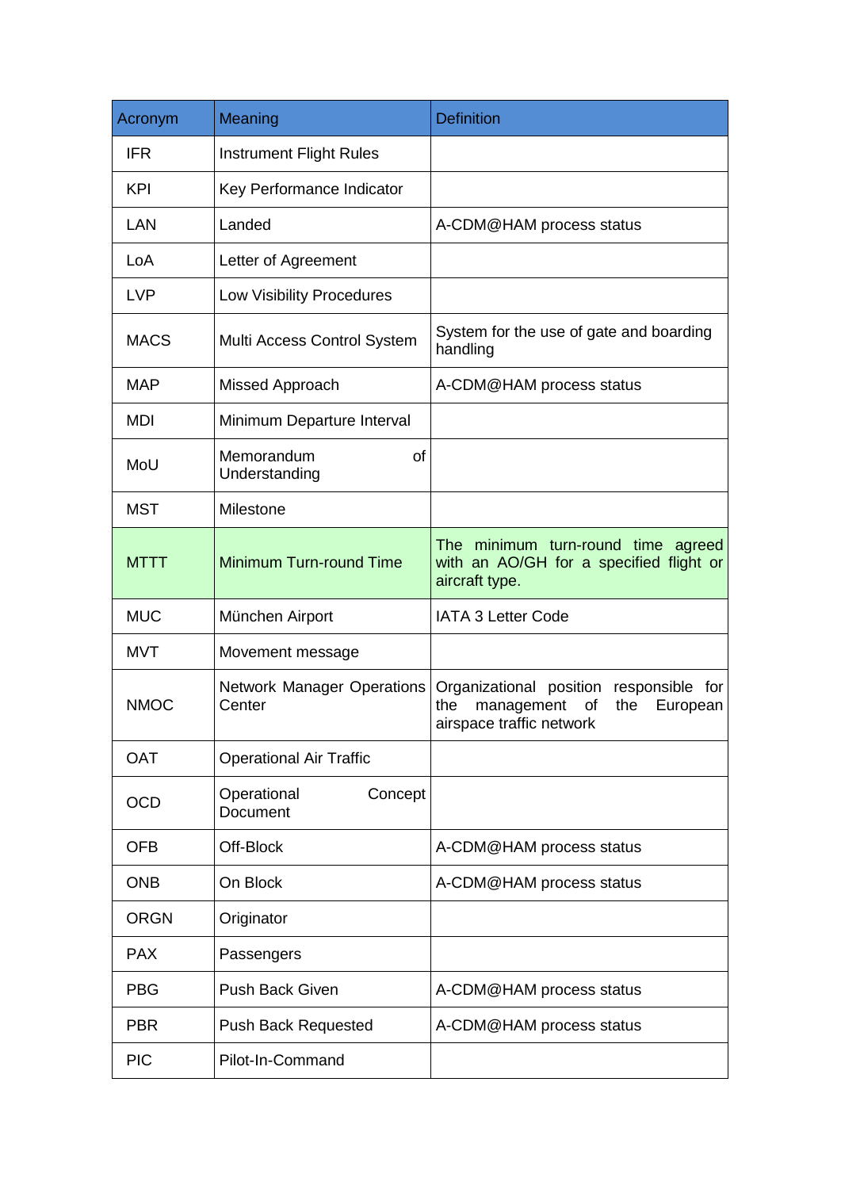| Acronym | Meaning | Definition |
|---|---|---|
| IFR | Instrument Flight Rules | |
| KPI | Key Performance Indicator | |
| LAN | Landed | A-CDM@HAM process status |
| LoA | Letter of Agreement | |
| LVP | Low Visibility Procedures | |
| MACS | Multi Access Control System | System for the use of gate and boarding handling |
| MAP | Missed Approach | A-CDM@HAM process status |
| MDI | Minimum Departure Interval | |
| MoU | Memorandum of Understanding | |
| MST | Milestone | |
| MTTT | Minimum Turn-round Time | The minimum turn-round time agreed with an AO/GH for a specified flight or aircraft type. |
| MUC | München Airport | IATA 3 Letter Code |
| MVT | Movement message | |
| NMOC | Network Manager Operations Center | Organizational position responsible for the management of the European airspace traffic network |
| OAT | Operational Air Traffic | |
| OCD | Operational Concept Document | |
| OFB | Off-Block | A-CDM@HAM process status |
| ONB | On Block | A-CDM@HAM process status |
| ORGN | Originator | |
| PAX | Passengers | |
| PBG | Push Back Given | A-CDM@HAM process status |
| PBR | Push Back Requested | A-CDM@HAM process status |
| PIC | Pilot-In-Command | |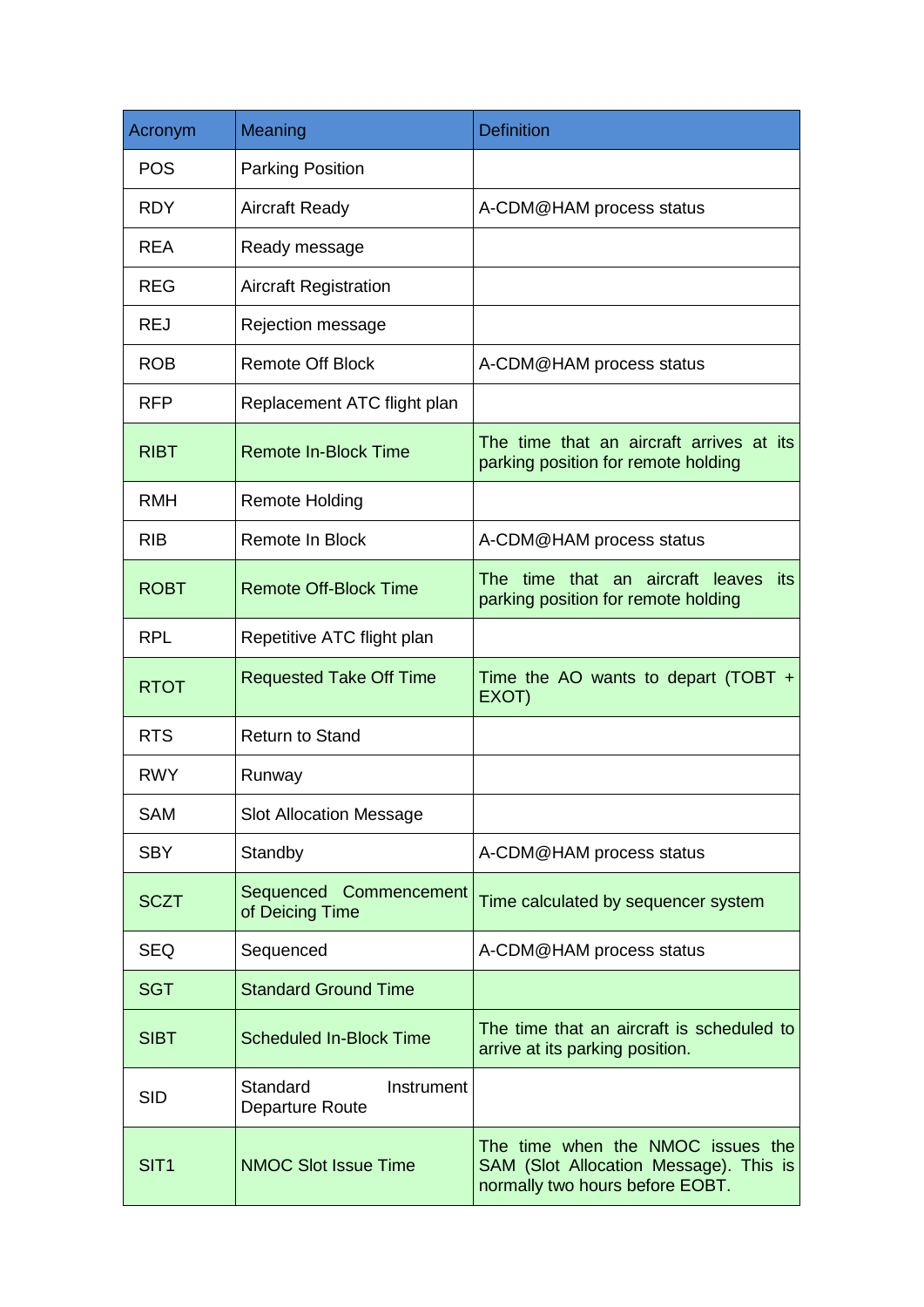| Acronym | Meaning | Definition |
|---|---|---|
| POS | Parking Position | |
| RDY | Aircraft Ready | A-CDM@HAM process status |
| REA | Ready message | |
| REG | Aircraft Registration | |
| REJ | Rejection message | |
| ROB | Remote Off Block | A-CDM@HAM process status |
| RFP | Replacement ATC flight plan | |
| RIBT | Remote In-Block Time | The time that an aircraft arrives at its parking position for remote holding |
| RMH | Remote Holding | |
| RIB | Remote In Block | A-CDM@HAM process status |
| ROBT | Remote Off-Block Time | The time that an aircraft leaves its parking position for remote holding |
| RPL | Repetitive ATC flight plan | |
| RTOT | Requested Take Off Time | Time the AO wants to depart (TOBT + EXOT) |
| RTS | Return to Stand | |
| RWY | Runway | |
| SAM | Slot Allocation Message | |
| SBY | Standby | A-CDM@HAM process status |
| SCZT | Sequenced Commencement of Deicing Time | Time calculated by sequencer system |
| SEQ | Sequenced | A-CDM@HAM process status |
| SGT | Standard Ground Time | |
| SIBT | Scheduled In-Block Time | The time that an aircraft is scheduled to arrive at its parking position. |
| SID | Standard Instrument Departure Route | |
| SIT1 | NMOC Slot Issue Time | The time when the NMOC issues the SAM (Slot Allocation Message). This is normally two hours before EOBT. |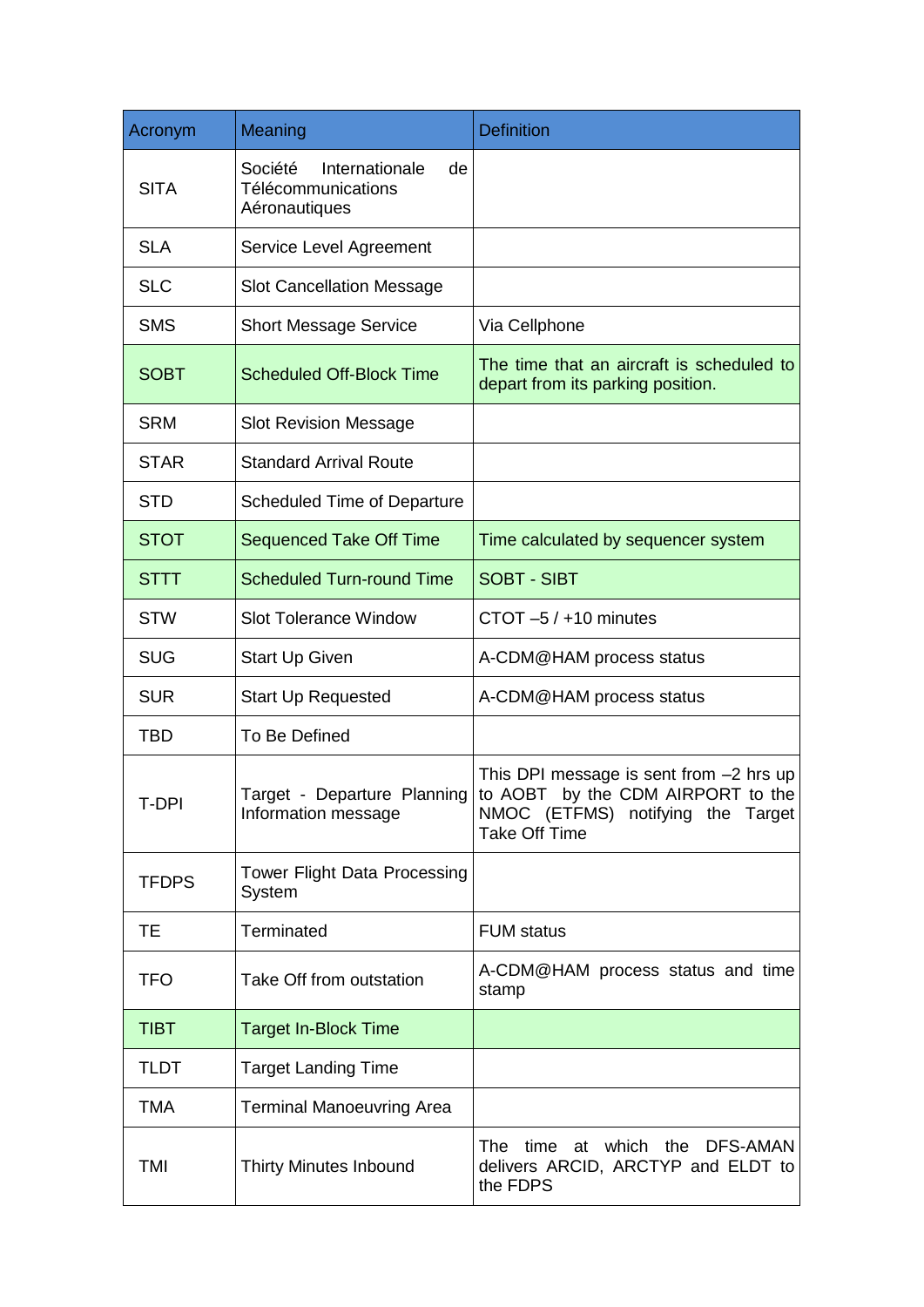| Acronym | Meaning | Definition |
|---|---|---|
| SITA | Société Internationale de Télécommunications Aéronautiques | |
| SLA | Service Level Agreement | |
| SLC | Slot Cancellation Message | |
| SMS | Short Message Service | Via Cellphone |
| SOBT | Scheduled Off-Block Time | The time that an aircraft is scheduled to depart from its parking position. |
| SRM | Slot Revision Message | |
| STAR | Standard Arrival Route | |
| STD | Scheduled Time of Departure | |
| STOT | Sequenced Take Off Time | Time calculated by sequencer system |
| STTT | Scheduled Turn-round Time | SOBT - SIBT |
| STW | Slot Tolerance Window | CTOT –5 / +10 minutes |
| SUG | Start Up Given | A-CDM@HAM process status |
| SUR | Start Up Requested | A-CDM@HAM process status |
| TBD | To Be Defined | |
| T-DPI | Target - Departure Planning Information message | This DPI message is sent from –2 hrs up to AOBT by the CDM AIRPORT to the NMOC (ETFMS) notifying the Target Take Off Time |
| TFDPS | Tower Flight Data Processing System | |
| TE | Terminated | FUM status |
| TFO | Take Off from outstation | A-CDM@HAM process status and time stamp |
| TIBT | Target In-Block Time | |
| TLDT | Target Landing Time | |
| TMA | Terminal Manoeuvring Area | |
| TMI | Thirty Minutes Inbound | The time at which the DFS-AMAN delivers ARCID, ARCTYP and ELDT to the FDPS |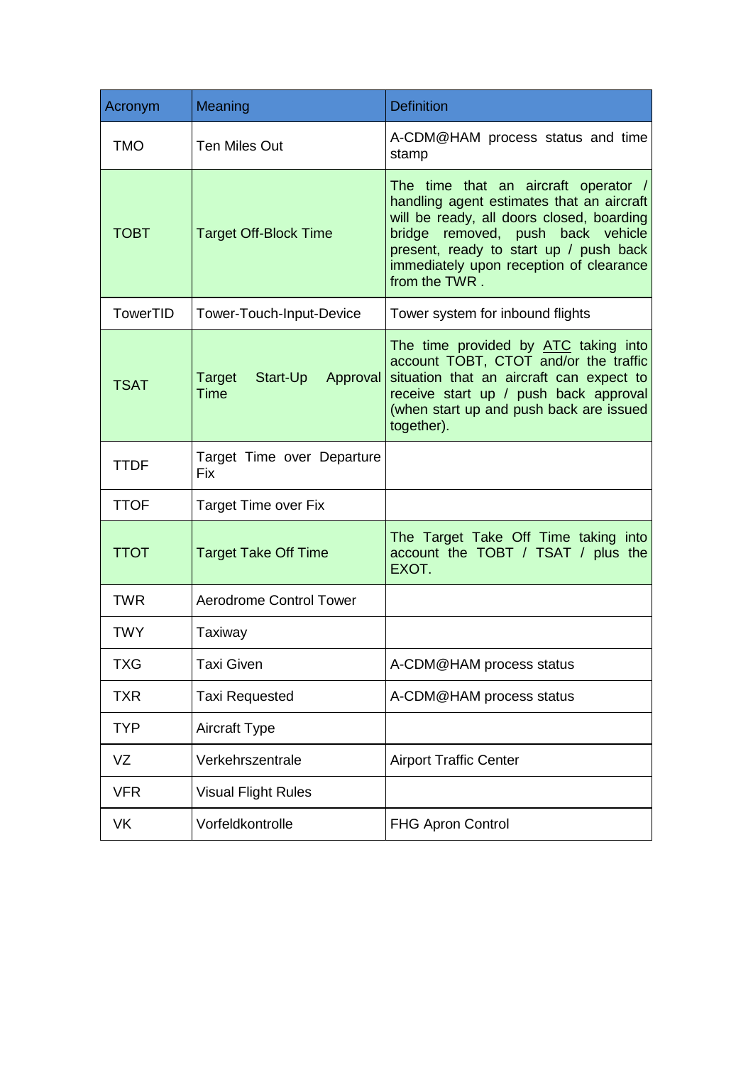| Acronym | Meaning | Definition |
|---|---|---|
| TMO | Ten Miles Out | A-CDM@HAM process status and time stamp |
| TOBT | Target Off-Block Time | The time that an aircraft operator / handling agent estimates that an aircraft will be ready, all doors closed, boarding bridge removed, push back vehicle present, ready to start up / push back immediately upon reception of clearance from the TWR . |
| TowerTID | Tower-Touch-Input-Device | Tower system for inbound flights |
| TSAT | Target Start-Up Approval Time | The time provided by ATC taking into account TOBT, CTOT and/or the traffic situation that an aircraft can expect to receive start up / push back approval (when start up and push back are issued together). |
| TTDF | Target Time over Departure Fix | |
| TTOF | Target Time over Fix | |
| TTOT | Target Take Off Time | The Target Take Off Time taking into account the TOBT / TSAT / plus the EXOT. |
| TWR | Aerodrome Control Tower | |
| TWY | Taxiway | |
| TXG | Taxi Given | A-CDM@HAM process status |
| TXR | Taxi Requested | A-CDM@HAM process status |
| TYP | Aircraft Type | |
| VZ | Verkehrszentrale | Airport Traffic Center |
| VFR | Visual Flight Rules | |
| VK | Vorfeldkontrolle | FHG Apron Control |